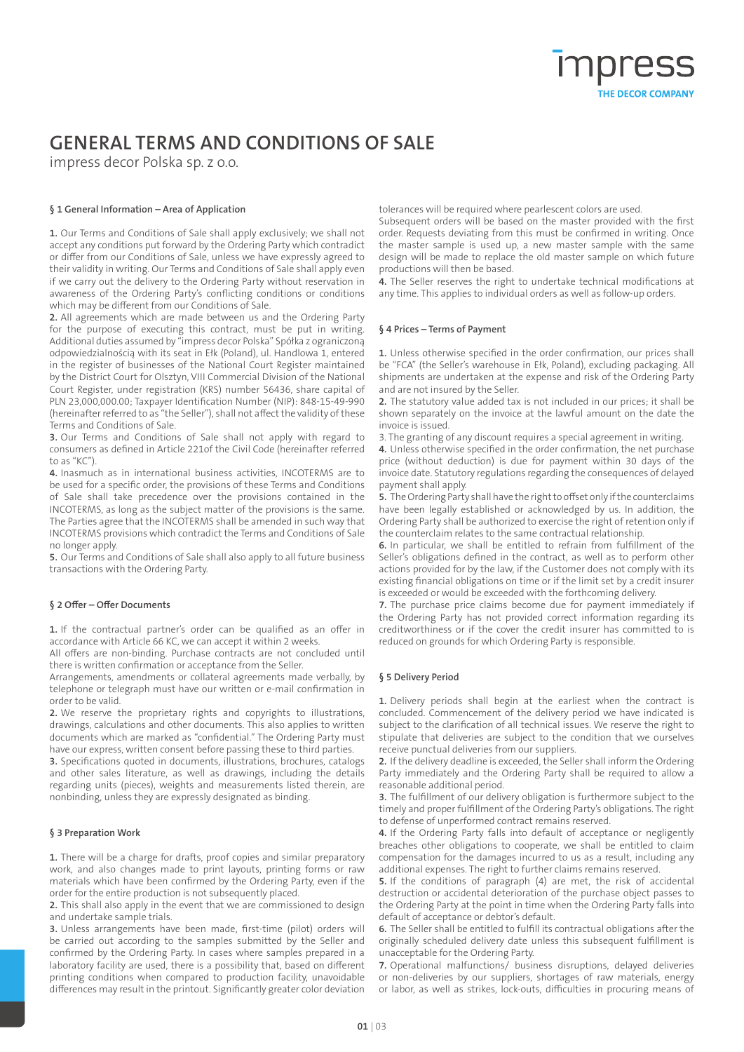# GENERAL TERMS AND CONDITIONS OF SALE

impress decor Polska sp. z o.o.

### § 1 General Information – Area of Application

**1.** Our Terms and Conditions of Sale shall apply exclusively; we shall not accept any conditions put forward by the Ordering Party which contradict or differ from our Conditions of Sale, unless we have expressly agreed to their validity in writing. Our Terms and Conditions of Sale shall apply even if we carry out the delivery to the Ordering Party without reservation in awareness of the Ordering Party's conflicting conditions or conditions which may be different from our Conditions of Sale.

**2.** All agreements which are made between us and the Ordering Party for the purpose of executing this contract, must be put in writing. Additional duties assumed by "impress decor Polska" Spółka z ograniczoną odpowiedzialnością with its seat in Ełk (Poland), ul. Handlowa 1, entered in the register of businesses of the National Court Register maintained by the District Court for Olsztyn, VIII Commercial Division of the National Court Register, under registration (KRS) number 56436, share capital of PLN 23,000,000.00; Taxpayer Identification Number (NIP): 848-15-49-990 (hereinafter referred to as "the Seller"), shall not affect the validity of these Terms and Conditions of Sale.

**3.** Our Terms and Conditions of Sale shall not apply with regard to consumers as defined in Article 221of the Civil Code (hereinafter referred to as "KC").

**4.** Inasmuch as in international business activities, INCOTERMS are to be used for a specific order, the provisions of these Terms and Conditions of Sale shall take precedence over the provisions contained in the INCOTERMS, as long as the subject matter of the provisions is the same. The Parties agree that the INCOTERMS shall be amended in such way that INCOTERMS provisions which contradict the Terms and Conditions of Sale no longer apply.

**5.** Our Terms and Conditions of Sale shall also apply to all future business transactions with the Ordering Party.

### § 2 Offer – Offer Documents

**1.** If the contractual partner's order can be qualified as an offer in accordance with Article 66 KC, we can accept it within 2 weeks.

All offers are non-binding. Purchase contracts are not concluded until there is written confirmation or acceptance from the Seller.

Arrangements, amendments or collateral agreements made verbally, by telephone or telegraph must have our written or e-mail confirmation in order to be valid.

**2.** We reserve the proprietary rights and copyrights to illustrations, drawings, calculations and other documents. This also applies to written documents which are marked as "confidential." The Ordering Party must have our express, written consent before passing these to third parties.

**3.** Specifications quoted in documents, illustrations, brochures, catalogs and other sales literature, as well as drawings, including the details regarding units (pieces), weights and measurements listed therein, are nonbinding, unless they are expressly designated as binding.

### § 3 Preparation Work

**1.** There will be a charge for drafts, proof copies and similar preparatory work, and also changes made to print layouts, printing forms or raw materials which have been confirmed by the Ordering Party, even if the order for the entire production is not subsequently placed.

**2.** This shall also apply in the event that we are commissioned to design and undertake sample trials.

**3.** Unless arrangements have been made, first-time (pilot) orders will be carried out according to the samples submitted by the Seller and confirmed by the Ordering Party. In cases where samples prepared in a laboratory facility are used, there is a possibility that, based on different printing conditions when compared to production facility, unavoidable differences may result in the printout. Significantly greater color deviation tolerances will be required where pearlescent colors are used.

Subsequent orders will be based on the master provided with the first order. Requests deviating from this must be confirmed in writing. Once the master sample is used up, a new master sample with the same design will be made to replace the old master sample on which future productions will then be based.

**4.** The Seller reserves the right to undertake technical modifications at any time. This applies to individual orders as well as follow-up orders.

### § 4 Prices – Terms of Payment

**1.** Unless otherwise specified in the order confirmation, our prices shall be "FCA" (the Seller's warehouse in Ełk, Poland), excluding packaging. All shipments are undertaken at the expense and risk of the Ordering Party and are not insured by the Seller.

**2.** The statutory value added tax is not included in our prices; it shall be shown separately on the invoice at the lawful amount on the date the invoice is issued.

3. The granting of any discount requires a special agreement in writing.

**4.** Unless otherwise specified in the order confirmation, the net purchase price (without deduction) is due for payment within 30 days of the invoice date. Statutory regulations regarding the consequences of delayed payment shall apply.

**5.** The Ordering Party shall have the right to offset only if the counterclaims have been legally established or acknowledged by us. In addition, the Ordering Party shall be authorized to exercise the right of retention only if the counterclaim relates to the same contractual relationship.

**6.** In particular, we shall be entitled to refrain from fulfillment of the Seller's obligations defined in the contract, as well as to perform other actions provided for by the law, if the Customer does not comply with its existing financial obligations on time or if the limit set by a credit insurer is exceeded or would be exceeded with the forthcoming delivery.

**7.** The purchase price claims become due for payment immediately if the Ordering Party has not provided correct information regarding its creditworthiness or if the cover the credit insurer has committed to is reduced on grounds for which Ordering Party is responsible.

### § 5 Delivery Period

**1.** Delivery periods shall begin at the earliest when the contract is concluded. Commencement of the delivery period we have indicated is subject to the clarification of all technical issues. We reserve the right to stipulate that deliveries are subject to the condition that we ourselves receive punctual deliveries from our suppliers.

**2.** If the delivery deadline is exceeded, the Seller shall inform the Ordering Party immediately and the Ordering Party shall be required to allow a reasonable additional period.

**3.** The fulfillment of our delivery obligation is furthermore subject to the timely and proper fulfillment of the Ordering Party's obligations. The right to defense of unperformed contract remains reserved.

**4.** If the Ordering Party falls into default of acceptance or negligently breaches other obligations to cooperate, we shall be entitled to claim compensation for the damages incurred to us as a result, including any additional expenses. The right to further claims remains reserved.

**5.** If the conditions of paragraph (4) are met, the risk of accidental destruction or accidental deterioration of the purchase object passes to the Ordering Party at the point in time when the Ordering Party falls into default of acceptance or debtor's default.

**6.** The Seller shall be entitled to fulfill its contractual obligations after the originally scheduled delivery date unless this subsequent fulfillment is unacceptable for the Ordering Party.

**7.** Operational malfunctions/ business disruptions, delayed deliveries or non-deliveries by our suppliers, shortages of raw materials, energy or labor, as well as strikes, lock-outs, difficulties in procuring means of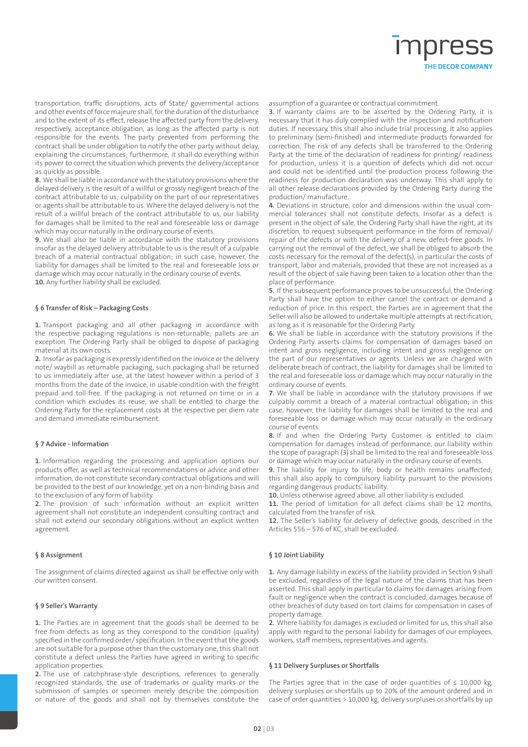transportation, traffic disruptions, acts of State/ governmental actions and other events of force majeure shall, for the duration of the disturbance and to the extent of its effect, release the affected party from the delivery, respectively, acceptance obligation, as long as the affected party is not responsible for the events. The party prevented from performing the contract shall be under obligation to notify the other party without delay, explaining the circumstances; furthermore, it shall do everything within its power to correct the situation which prevents the delivery/acceptance as quickly as possible.

**8.** We shall be liable in accordance with the statutory provisions where the delayed delivery is the result of a willful or grossly negligent breach of the contract attributable to us; culpability on the part of our representatives or agents shall be attributable to us. Where the delayed delivery is not the result of a willful breach of the contract attributable to us, our liability for damages shall be limited to the real and foreseeable loss or damage which may occur naturally in the ordinary course of events.

**9.** We shall also be liable in accordance with the statutory provisions insofar as the delayed delivery attributable to us is the result of a culpable breach of a material contractual obligation; in such case, however, the liability for damages shall be limited to the real and foreseeable loss or damage which may occur naturally in the ordinary course of events.

**10.** Any further liability shall be excluded.

#### § 6 Transfer of Risk – Packaging Costs

**1.** Transport packaging and all other packaging in accordance with the respective packaging regulations is non-returnable; pallets are an exception. The Ordering Party shall be obliged to dispose of packaging material at its own costs.

**2.** Insofar as packaging is expressly identified on the invoice or the delivery note/ waybill as returnable packaging, such packaging shall be returned to us immediately after use, at the latest however within a period of 3 months from the date of the invoice, in usable condition with the freight prepaid and toll-free. If the packaging is not returned on time or in a condition which excludes its reuse, we shall be entitled to charge the Ordering Party for the replacement costs at the respective per diem rate and demand immediate reimbursement.

#### § 7 Advice - Information

**1.** Information regarding the processing and application options our products offer, as well as technical recommendations or advice and other information, do not constitute secondary contractual obligations and will be provided to the best of our knowledge, yet on a non-binding basis and to the exclusion of any form of liability.

**2.** The provision of such information without an explicit written agreement shall not constitute an independent consulting contract and shall not extend our secondary obligations without an explicit written agreement.

#### § 8 Assignment

The assignment of claims directed against us shall be effective only with our written consent.

#### § 9 Seller's Warranty

**1.** The Parties are in agreement that the goods shall be deemed to be free from defects as long as they correspond to the condition (quality) specified in the confirmed order/ specification. In the event that the goods are not suitable for a purpose other than the customary one, this shall not constitute a defect unless the Parties have agreed in writing to specific application properties.

**2.** The use of catchphrase-style descriptions, references to generally recognized standards, the use of trademarks or quality marks or the submission of samples or specimen merely describe the composition or nature of the goods and shall not by themselves constitute the assumption of a guarantee or contractual commitment.

**3.** If warranty claims are to be asserted by the Ordering Party, it is necessary that it has duly complied with the inspection and notification duties. If necessary, this shall also include trial processing. It also applies to preliminary (semi-finished) and intermediate products forwarded for correction. The risk of any defects shall be transferred to the Ordering Party at the time of the declaration of readiness for printing/ readiness for production, unless it is a question of defects which did not occur and could not be identified until the production process following the readiness for production declaration was underway. This shall apply to all other release declarations provided by the Ordering Party during the production/ manufacture.

**4.** Deviations in structure, color and dimensions within the usual commercial tolerances shall not constitute defects. Insofar as a defect is present in the object of sale, the Ordering Party shall have the right, at its discretion, to request subsequent performance in the form of removal/ repair of the defects or with the delivery of a new, defect-free goods. In carrying out the removal of the defect, we shall be obliged to absorb the costs necessary for the removal of the defect(s), in particular the costs of transport, labor and materials, provided that these are not increased as a result of the object of sale having been taken to a location other than the place of performance.

**5.** If the subsequent performance proves to be unsuccessful, the Ordering Party shall have the option to either cancel the contract or demand a reduction of price. In this respect, the Parties are in agreement that the Seller will also be allowed to undertake multiple attempts at rectification, as long as it is reasonable for the Ordering Party.

**6.** We shall be liable in accordance with the statutory provisions if the Ordering Party asserts claims for compensation of damages based on intent and gross negligence, including intent and gross negligence on the part of our representatives or agents. Unless we are charged with deliberate breach of contract, the liability for damages shall be limited to the real and foreseeable loss or damage which may occur naturally in the ordinary course of events.

**7.** We shall be liable in accordance with the statutory provisions if we culpably commit a breach of a material contractual obligation; in this case, however, the liability for damages shall be limited to the real and foreseeable loss or damage which may occur naturally in the ordinary course of events.

**8.** If and when the Ordering Party Customer is entitled to claim compensation for damages instead of performance, our liability within the scope of paragraph (3) shall be limited to the real and foreseeable loss or damage which may occur naturally in the ordinary course of events.

**9.** The liability for injury to life, body or health remains unaffected; this shall also apply to compulsory liability pursuant to the provisions regarding dangerous products' liability.

**10.** Unless otherwise agreed above, all other liability is excluded.

**11.** The period of limitation for all defect claims shall be 12 months, calculated from the transfer of risk.

**12.** The Seller's liability for delivery of defective goods, described in the Articles 556 – 576 of KC, shall be excluded.

#### § 10 Joint Liability

**1.** Any damage liability in excess of the liability provided in Section 9 shall be excluded, regardless of the legal nature of the claims that has been asserted. This shall apply in particular to claims for damages arising from fault or negligence when the contract is concluded, damages because of other breaches of duty based on tort claims for compensation in cases of property damage.

**2.** Where liability for damages is excluded or limited for us, this shall also apply with regard to the personal liability for damages of our employees, workers, staff members, representatives and agents.

#### § 11 Delivery Surpluses or Shortfalls

The Parties agree that in the case of order quantities of ≤ 10,000 kg, delivery surpluses or shortfalls up to 20% of the amount ordered and in case of order quantities > 10,000 kg, delivery surpluses or shortfalls by up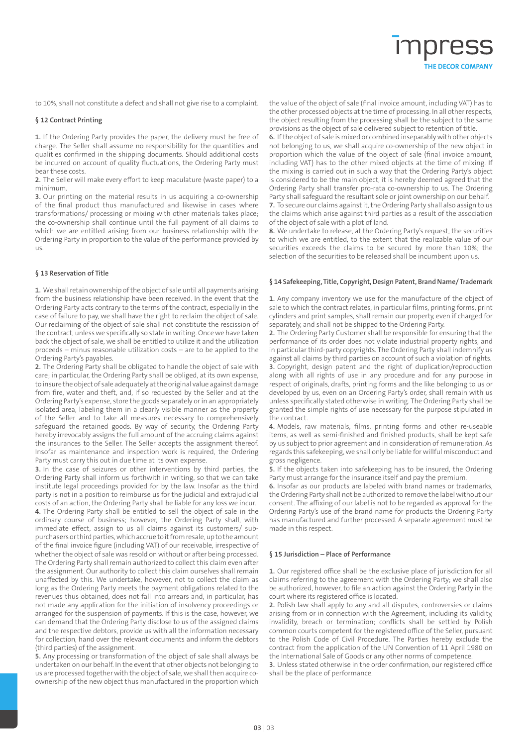to 10%, shall not constitute a defect and shall not give rise to a complaint.

### § 12 Contract Printing

**1.** If the Ordering Party provides the paper, the delivery must be free of charge. The Seller shall assume no responsibility for the quantities and qualities confirmed in the shipping documents. Should additional costs be incurred on account of quality fluctuations, the Ordering Party must bear these costs.

**2.** The Seller will make every effort to keep maculature (waste paper) to a minimum.

**3.** Our printing on the material results in us acquiring a co-ownership of the final product thus manufactured and likewise in cases where transformations/ processing or mixing with other materials takes place; the co-ownership shall continue until the full payment of all claims to which we are entitled arising from our business relationship with the Ordering Party in proportion to the value of the performance provided by us.

### § 13 Reservation of Title

**1.** We shall retain ownership of the object of sale until all payments arising from the business relationship have been received. In the event that the Ordering Party acts contrary to the terms of the contract, especially in the case of failure to pay, we shall have the right to reclaim the object of sale. Our reclaiming of the object of sale shall not constitute the rescission of the contract, unless we specifically so state in writing. Once we have taken back the object of sale, we shall be entitled to utilize it and the utilization proceeds – minus reasonable utilization costs – are to be applied to the Ordering Party's payables.

**2.** The Ordering Party shall be obligated to handle the object of sale with care; in particular, the Ordering Party shall be obliged, at its own expense, to insure the object of sale adequately at the original value against damage from fire, water and theft, and, if so requested by the Seller and at the Ordering Party's expense, store the goods separately or in an appropriately isolated area, labeling them in a clearly visible manner as the property of the Seller and to take all measures necessary to comprehensively safeguard the retained goods. By way of security, the Ordering Party hereby irrevocably assigns the full amount of the accruing claims against the insurances to the Seller. The Seller accepts the assignment thereof. Insofar as maintenance and inspection work is required, the Ordering Party must carry this out in due time at its own expense.

**3.** In the case of seizures or other interventions by third parties, the Ordering Party shall inform us forthwith in writing, so that we can take institute legal proceedings provided for by the law. Insofar as the third party is not in a position to reimburse us for the judicial and extrajudicial costs of an action, the Ordering Party shall be liable for any loss we incur.

**4.** The Ordering Party shall be entitled to sell the object of sale in the ordinary course of business; however, the Ordering Party shall, with immediate effect, assign to us all claims against its customers/ sub-purchasers or third parties, which accrue to it from resale, up to the amount of the final invoice figure (including VAT) of our receivable, irrespective of whether the object of sale was resold on without or after being processed. The Ordering Party shall remain authorized to collect this claim even after the assignment. Our authority to collect this claim ourselves shall remain unaffected by this. We undertake, however, not to collect the claim as long as the Ordering Party meets the payment obligations related to the revenues thus obtained, does not fall into arrears and, in particular, has not made any application for the initiation of insolvency proceedings or arranged for the suspension of payments. If this is the case, however, we can demand that the Ordering Party disclose to us of the assigned claims and the respective debtors, provide us with all the information necessary for collection, hand over the relevant documents and inform the debtors (third parties) of the assignment.

**5.** Any processing or transformation of the object of sale shall always be undertaken on our behalf. In the event that other objects not belonging to us are processed together with the object of sale, we shall then acquire co-ownership of the new object thus manufactured in the proportion which the value of the object of sale (final invoice amount, including VAT) has to the other processed objects at the time of processing. In all other respects, the object resulting from the processing shall be the subject to the same provisions as the object of sale delivered subject to retention of title.

**6.** If the object of sale is mixed or combined inseparably with other objects not belonging to us, we shall acquire co-ownership of the new object in proportion which the value of the object of sale (final invoice amount, including VAT) has to the other mixed objects at the time of mixing. If the mixing is carried out in such a way that the Ordering Party's object is considered to be the main object, it is hereby deemed agreed that the Ordering Party shall transfer pro-rata co-ownership to us. The Ordering Party shall safeguard the resultant sole or joint ownership on our behalf.

**7.** To secure our claims against it, the Ordering Party shall also assign to us the claims which arise against third parties as a result of the association of the object of sale with a plot of land.

**8.** We undertake to release, at the Ordering Party's request, the securities to which we are entitled, to the extent that the realizable value of our securities exceeds the claims to be secured by more than 10%; the selection of the securities to be released shall be incumbent upon us.

### § 14 Safekeeping, Title, Copyright, Design Patent, Brand Name/ Trademark

**1.** Any company inventory we use for the manufacture of the object of sale to which the contract relates, in particular films, printing forms, print cylinders and print samples, shall remain our property, even if charged for separately, and shall not be shipped to the Ordering Party.

**2.** The Ordering Party Customer shall be responsible for ensuring that the performance of its order does not violate industrial property rights, and in particular third-party copyrights. The Ordering Party shall indemnify us against all claims by third parties on account of such a violation of rights.

**3.** Copyright, design patent and the right of duplication/reproduction along with all rights of use in any procedure and for any purpose in respect of originals, drafts, printing forms and the like belonging to us or developed by us, even on an Ordering Party's order, shall remain with us unless specifically stated otherwise in writing. The Ordering Party shall be granted the simple rights of use necessary for the purpose stipulated in the contract.

**4.** Models, raw materials, films, printing forms and other re-useable items, as well as semi-finished and finished products, shall be kept safe by us subject to prior agreement and in consideration of remuneration. As regards this safekeeping, we shall only be liable for willful misconduct and gross negligence.

**5.** If the objects taken into safekeeping has to be insured, the Ordering Party must arrange for the insurance itself and pay the premium.

**6.** Insofar as our products are labeled with brand names or trademarks, the Ordering Party shall not be authorized to remove the label without our consent. The affixing of our label is not to be regarded as approval for the Ordering Party's use of the brand name for products the Ordering Party has manufactured and further processed. A separate agreement must be made in this respect.

### § 15 Jurisdiction – Place of Performance

**1.** Our registered office shall be the exclusive place of jurisdiction for all claims referring to the agreement with the Ordering Party; we shall also be authorized, however, to file an action against the Ordering Party in the court where its registered office is located.

**2.** Polish law shall apply to any and all disputes, controversies or claims arising from or in connection with the Agreement, including its validity, invalidity, breach or termination; conflicts shall be settled by Polish common courts competent for the registered office of the Seller, pursuant to the Polish Code of Civil Procedure. The Parties hereby exclude the contract from the application of the UN Convention of 11 April 1980 on the International Sale of Goods or any other norms of competence.

**3.** Unless stated otherwise in the order confirmation, our registered office shall be the place of performance.